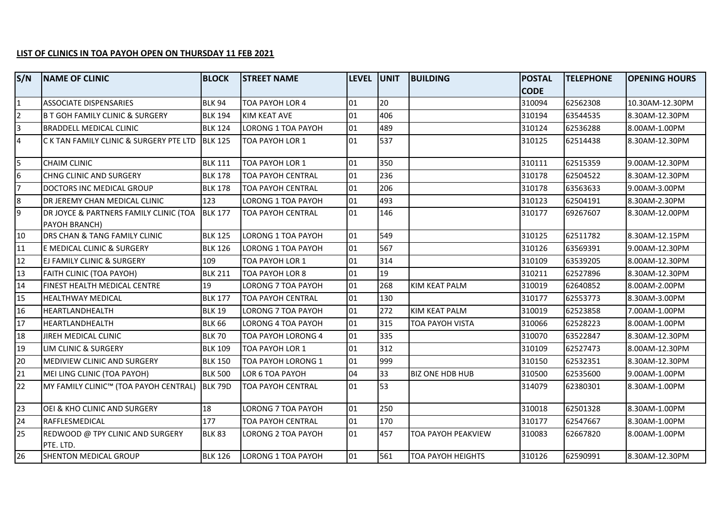**LIST OF CLINICS IN TOA PAYOH OPEN ON THURSDAY 11 FEB 2021**

| S/N | NAME OF CLINIC | BLOCK | STREET NAME | LEVEL | UNIT | BUILDING | POSTAL CODE | TELEPHONE | OPENING HOURS |
|---|---|---|---|---|---|---|---|---|---|
| 1 | ASSOCIATE DISPENSARIES | BLK 94 | TOA PAYOH LOR 4 | 01 | 20 | | 310094 | 62562308 | 10.30AM-12.30PM |
| 2 | B T GOH FAMILY CLINIC & SURGERY | BLK 194 | KIM KEAT AVE | 01 | 406 | | 310194 | 63544535 | 8.30AM-12.30PM |
| 3 | BRADDELL MEDICAL CLINIC | BLK 124 | LORONG 1 TOA PAYOH | 01 | 489 | | 310124 | 62536288 | 8.00AM-1.00PM |
| 4 | C K TAN FAMILY CLINIC & SURGERY PTE LTD | BLK 125 | TOA PAYOH LOR 1 | 01 | 537 | | 310125 | 62514438 | 8.30AM-12.30PM |
| 5 | CHAIM CLINIC | BLK 111 | TOA PAYOH LOR 1 | 01 | 350 | | 310111 | 62515359 | 9.00AM-12.30PM |
| 6 | CHNG CLINIC AND SURGERY | BLK 178 | TOA PAYOH CENTRAL | 01 | 236 | | 310178 | 62504522 | 8.30AM-12.30PM |
| 7 | DOCTORS INC MEDICAL GROUP | BLK 178 | TOA PAYOH CENTRAL | 01 | 206 | | 310178 | 63563633 | 9.00AM-3.00PM |
| 8 | DR JEREMY CHAN MEDICAL CLINIC | 123 | LORONG 1 TOA PAYOH | 01 | 493 | | 310123 | 62504191 | 8.30AM-2.30PM |
| 9 | DR JOYCE & PARTNERS FAMILY CLINIC (TOA PAYOH BRANCH) | BLK 177 | TOA PAYOH CENTRAL | 01 | 146 | | 310177 | 69267607 | 8.30AM-12.00PM |
| 10 | DRS CHAN & TANG FAMILY CLINIC | BLK 125 | LORONG 1 TOA PAYOH | 01 | 549 | | 310125 | 62511782 | 8.30AM-12.15PM |
| 11 | E MEDICAL CLINIC & SURGERY | BLK 126 | LORONG 1 TOA PAYOH | 01 | 567 | | 310126 | 63569391 | 9.00AM-12.30PM |
| 12 | EJ FAMILY CLINIC & SURGERY | 109 | TOA PAYOH LOR 1 | 01 | 314 | | 310109 | 63539205 | 8.00AM-12.30PM |
| 13 | FAITH CLINIC (TOA PAYOH) | BLK 211 | TOA PAYOH LOR 8 | 01 | 19 | | 310211 | 62527896 | 8.30AM-12.30PM |
| 14 | FINEST HEALTH MEDICAL CENTRE | 19 | LORONG 7 TOA PAYOH | 01 | 268 | KIM KEAT PALM | 310019 | 62640852 | 8.00AM-2.00PM |
| 15 | HEALTHWAY MEDICAL | BLK 177 | TOA PAYOH CENTRAL | 01 | 130 | | 310177 | 62553773 | 8.30AM-3.00PM |
| 16 | HEARTLANDHEALTH | BLK 19 | LORONG 7 TOA PAYOH | 01 | 272 | KIM KEAT PALM | 310019 | 62523858 | 7.00AM-1.00PM |
| 17 | HEARTLANDHEALTH | BLK 66 | LORONG 4 TOA PAYOH | 01 | 315 | TOA PAYOH VISTA | 310066 | 62528223 | 8.00AM-1.00PM |
| 18 | JIREH MEDICAL CLINIC | BLK 70 | TOA PAYOH LORONG 4 | 01 | 335 | | 310070 | 63522847 | 8.30AM-12.30PM |
| 19 | LIM CLINIC & SURGERY | BLK 109 | TOA PAYOH LOR 1 | 01 | 312 | | 310109 | 62527473 | 8.00AM-12.30PM |
| 20 | MEDIVIEW CLINIC AND SURGERY | BLK 150 | TOA PAYOH LORONG 1 | 01 | 999 | | 310150 | 62532351 | 8.30AM-12.30PM |
| 21 | MEI LING CLINIC (TOA PAYOH) | BLK 500 | LOR 6 TOA PAYOH | 04 | 33 | BIZ ONE HDB HUB | 310500 | 62535600 | 9.00AM-1.00PM |
| 22 | MY FAMILY CLINIC™ (TOA PAYOH CENTRAL) | BLK 79D | TOA PAYOH CENTRAL | 01 | 53 | | 314079 | 62380301 | 8.30AM-1.00PM |
| 23 | OEI & KHO CLINIC AND SURGERY | 18 | LORONG 7 TOA PAYOH | 01 | 250 | | 310018 | 62501328 | 8.30AM-1.00PM |
| 24 | RAFFLESMEDICAL | 177 | TOA PAYOH CENTRAL | 01 | 170 | | 310177 | 62547667 | 8.30AM-1.00PM |
| 25 | REDWOOD @ TPY CLINIC AND SURGERY PTE. LTD. | BLK 83 | LORONG 2 TOA PAYOH | 01 | 457 | TOA PAYOH PEAKVIEW | 310083 | 62667820 | 8.00AM-1.00PM |
| 26 | SHENTON MEDICAL GROUP | BLK 126 | LORONG 1 TOA PAYOH | 01 | 561 | TOA PAYOH HEIGHTS | 310126 | 62590991 | 8.30AM-12.30PM |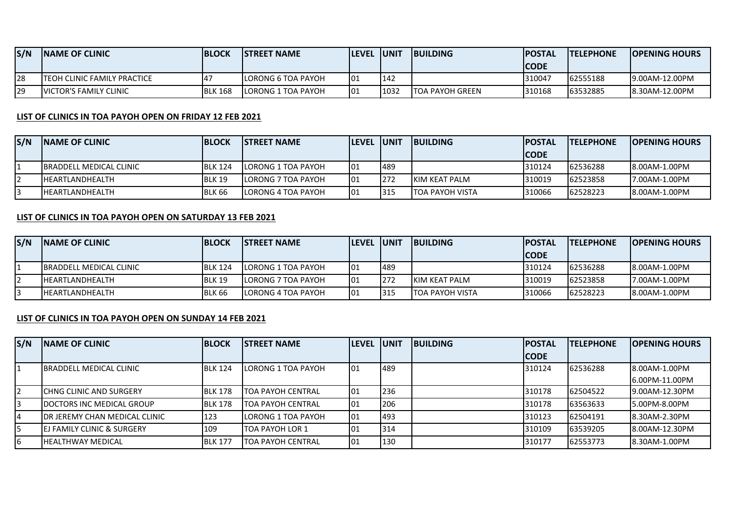| S/N | NAME OF CLINIC | BLOCK | STREET NAME | LEVEL | UNIT | BUILDING | POSTAL CODE | TELEPHONE | OPENING HOURS |
|---|---|---|---|---|---|---|---|---|---|
| 28 | TEOH CLINIC FAMILY PRACTICE | 47 | LORONG 6 TOA PAYOH | 01 | 142 | | 310047 | 62555188 | 9.00AM-12.00PM |
| 29 | VICTOR'S FAMILY CLINIC | BLK 168 | LORONG 1 TOA PAYOH | 01 | 1032 | TOA PAYOH GREEN | 310168 | 63532885 | 8.30AM-12.00PM |

**LIST OF CLINICS IN TOA PAYOH OPEN ON FRIDAY 12 FEB 2021**

| S/N | NAME OF CLINIC | BLOCK | STREET NAME | LEVEL | UNIT | BUILDING | POSTAL CODE | TELEPHONE | OPENING HOURS |
|---|---|---|---|---|---|---|---|---|---|
| 1 | BRADDELL MEDICAL CLINIC | BLK 124 | LORONG 1 TOA PAYOH | 01 | 489 | | 310124 | 62536288 | 8.00AM-1.00PM |
| 2 | HEARTLANDHEALTH | BLK 19 | LORONG 7 TOA PAYOH | 01 | 272 | KIM KEAT PALM | 310019 | 62523858 | 7.00AM-1.00PM |
| 3 | HEARTLANDHEALTH | BLK 66 | LORONG 4 TOA PAYOH | 01 | 315 | TOA PAYOH VISTA | 310066 | 62528223 | 8.00AM-1.00PM |

**LIST OF CLINICS IN TOA PAYOH OPEN ON SATURDAY 13 FEB 2021**

| S/N | NAME OF CLINIC | BLOCK | STREET NAME | LEVEL | UNIT | BUILDING | POSTAL CODE | TELEPHONE | OPENING HOURS |
|---|---|---|---|---|---|---|---|---|---|
| 1 | BRADDELL MEDICAL CLINIC | BLK 124 | LORONG 1 TOA PAYOH | 01 | 489 | | 310124 | 62536288 | 8.00AM-1.00PM |
| 2 | HEARTLANDHEALTH | BLK 19 | LORONG 7 TOA PAYOH | 01 | 272 | KIM KEAT PALM | 310019 | 62523858 | 7.00AM-1.00PM |
| 3 | HEARTLANDHEALTH | BLK 66 | LORONG 4 TOA PAYOH | 01 | 315 | TOA PAYOH VISTA | 310066 | 62528223 | 8.00AM-1.00PM |

**LIST OF CLINICS IN TOA PAYOH OPEN ON SUNDAY 14 FEB 2021**

| S/N | NAME OF CLINIC | BLOCK | STREET NAME | LEVEL | UNIT | BUILDING | POSTAL CODE | TELEPHONE | OPENING HOURS |
|---|---|---|---|---|---|---|---|---|---|
| 1 | BRADDELL MEDICAL CLINIC | BLK 124 | LORONG 1 TOA PAYOH | 01 | 489 | | 310124 | 62536288 | 8.00AM-1.00PM<br>6.00PM-11.00PM |
| 2 | CHNG CLINIC AND SURGERY | BLK 178 | TOA PAYOH CENTRAL | 01 | 236 | | 310178 | 62504522 | 9.00AM-12.30PM |
| 3 | DOCTORS INC MEDICAL GROUP | BLK 178 | TOA PAYOH CENTRAL | 01 | 206 | | 310178 | 63563633 | 5.00PM-8.00PM |
| 4 | DR JEREMY CHAN MEDICAL CLINIC | 123 | LORONG 1 TOA PAYOH | 01 | 493 | | 310123 | 62504191 | 8.30AM-2.30PM |
| 5 | EJ FAMILY CLINIC & SURGERY | 109 | TOA PAYOH LOR 1 | 01 | 314 | | 310109 | 63539205 | 8.00AM-12.30PM |
| 6 | HEALTHWAY MEDICAL | BLK 177 | TOA PAYOH CENTRAL | 01 | 130 | | 310177 | 62553773 | 8.30AM-1.00PM |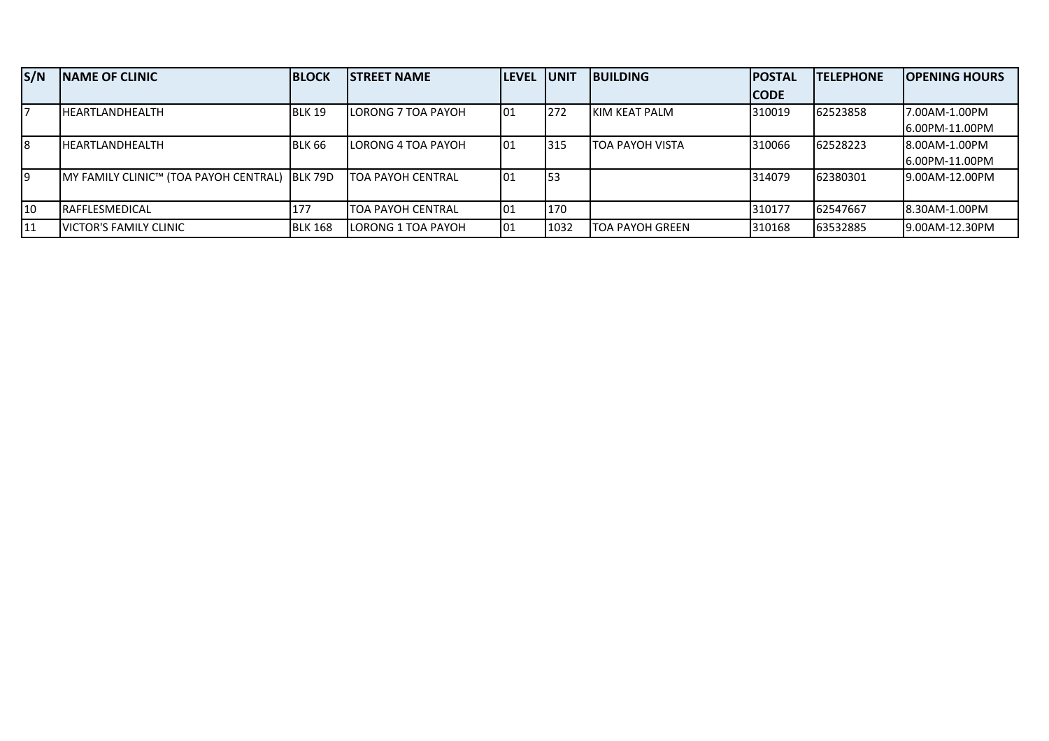| S/N | NAME OF CLINIC | BLOCK | STREET NAME | LEVEL | UNIT | BUILDING | POSTAL CODE | TELEPHONE | OPENING HOURS |
| --- | --- | --- | --- | --- | --- | --- | --- | --- | --- |
| 7 | HEARTLANDHEALTH | BLK 19 | LORONG 7 TOA PAYOH | 01 | 272 | KIM KEAT PALM | 310019 | 62523858 | 7.00AM-1.00PM 6.00PM-11.00PM |
| 8 | HEARTLANDHEALTH | BLK 66 | LORONG 4 TOA PAYOH | 01 | 315 | TOA PAYOH VISTA | 310066 | 62528223 | 8.00AM-1.00PM 6.00PM-11.00PM |
| 9 | MY FAMILY CLINIC™ (TOA PAYOH CENTRAL) | BLK 79D | TOA PAYOH CENTRAL | 01 | 53 | | 314079 | 62380301 | 9.00AM-12.00PM |
| 10 | RAFFLESMEDICAL | 177 | TOA PAYOH CENTRAL | 01 | 170 | | 310177 | 62547667 | 8.30AM-1.00PM |
| 11 | VICTOR'S FAMILY CLINIC | BLK 168 | LORONG 1 TOA PAYOH | 01 | 1032 | TOA PAYOH GREEN | 310168 | 63532885 | 9.00AM-12.30PM |